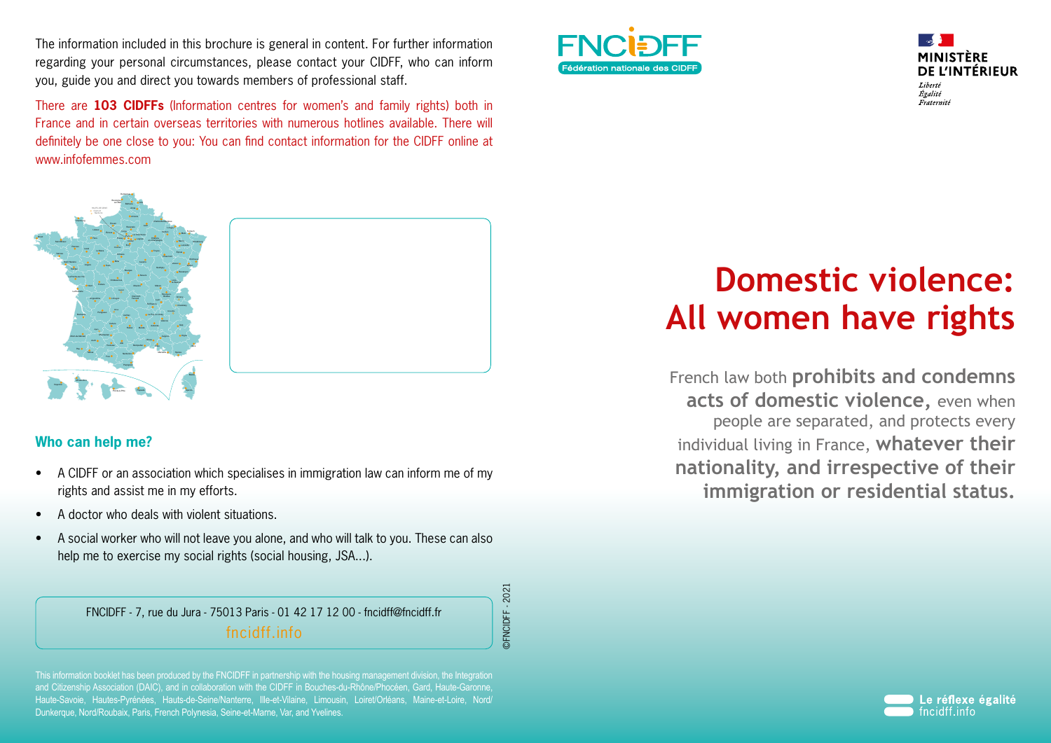The information included in this brochure is general in content. For further information regarding your personal circumstances, please contact your CIDFF, who can inform you, guide you and direct you towards members of professional staff.

There are **103 CIDFFs** (Information centres for women's and family rights) both in France and in certain overseas territories with numerous hotlines available. There will definitely be one close to you: You can find contact information for the CIDFF online at www.infofemmes.com

## Who can help me?

- A CIDFF or an association which specialises in immigration law can inform me of my rights and assist me in my efforts.
- A doctor who deals with violent situations.
- A social worker who will not leave you alone, and who will talk to you. These can also help me to exercise my social rights (social housing, JSA...).

FNCIDFF - 7, rue du Jura - 75013 Paris - 01 42 17 12 00 - fncidff@fncidff.fr
fncidff.info

©FNCIDFF - 2021

This information booklet has been produced by the FNCIDFF in partnership with the housing management division, the Integration and Citizenship Association (DAIC), and in collaboration with the CIDFF in Bouches-du-Rhône/Phocéen, Gard, Haute-Garonne, Haute-Savoie, Hautes-Pyrénées, Hauts-de-Seine/Nanterre, Ille-et-Vilaine, Limousin, Loiret/Orléans, Maine-et-Loire, Nord/Dunkerque, Nord/Roubaix, Paris, French Polynesia, Seine-et-Marne, Var, and Yvelines.

FNCIDFF – Fédération nationale des CIDFF

MINISTÈRE DE L'INTÉRIEUR
*Liberté*
*Égalité*
*Fraternité*

# Domestic violence: All women have rights

French law both **prohibits and condemns acts of domestic violence,** even when people are separated, and protects every individual living in France, **whatever their nationality, and irrespective of their immigration or residential status.**

**Le réflexe égalité**
fncidff.info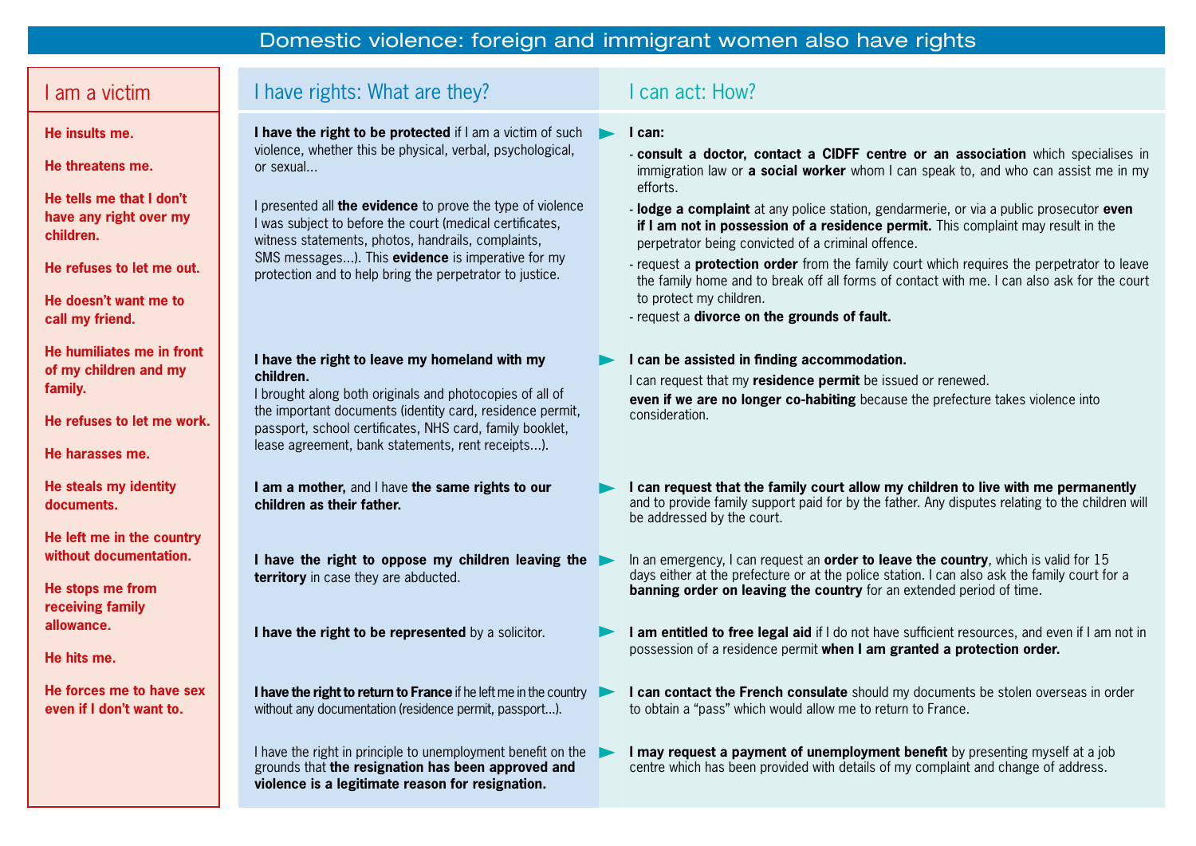# Domestic violence: foreign and immigrant women also have rights

## I am a victim

**He insults me.**

**He threatens me.**

**He tells me that I don't have any right over my children.**

**He refuses to let me out.**

**He doesn't want me to call my friend.**

**He humiliates me in front of my children and my family.**

**He refuses to let me work.**

**He harasses me.**

**He steals my identity documents.**

**He left me in the country without documentation.**

**He stops me from receiving family allowance.**

**He hits me.**

**He forces me to have sex even if I don't want to.**

| I have rights: What are they? | I can act: How? |
|---|---|
| **I have the right to be protected** if I am a victim of such violence, whether this be physical, verbal, psychological, or sexual... <br><br> I presented all **the evidence** to prove the type of violence I was subject to before the court (medical certificates, witness statements, photos, handrails, complaints, SMS messages...). This **evidence** is imperative for my protection and to help bring the perpetrator to justice. | **I can:** <br> - **consult a doctor, contact a CIDFF centre or an association** which specialises in immigration law or **a social worker** whom I can speak to, and who can assist me in my efforts. <br> - **lodge a complaint** at any police station, gendarmerie, or via a public prosecutor **even if I am not in possession of a residence permit.** This complaint may result in the perpetrator being convicted of a criminal offence. <br> - request a **protection order** from the family court which requires the perpetrator to leave the family home and to break off all forms of contact with me. I can also ask for the court to protect my children. <br> - request a **divorce on the grounds of fault.** |
| **I have the right to leave my homeland with my children.** <br> I brought along both originals and photocopies of all of the important documents (identity card, residence permit, passport, school certificates, NHS card, family booklet, lease agreement, bank statements, rent receipts...). | **I can be assisted in finding accommodation.** <br> I can request that my **residence permit** be issued or renewed. <br> **even if we are no longer co-habiting** because the prefecture takes violence into consideration. |
| **I am a mother,** and I have **the same rights to our children as their father.** | **I can request that the family court allow my children to live with me permanently** and to provide family support paid for by the father. Any disputes relating to the children will be addressed by the court. |
| **I have the right to oppose my children leaving the territory** in case they are abducted. | In an emergency, I can request an **order to leave the country**, which is valid for 15 days either at the prefecture or at the police station. I can also ask the family court for a **banning order on leaving the country** for an extended period of time. |
| **I have the right to be represented** by a solicitor. | **I am entitled to free legal aid** if I do not have sufficient resources, and even if I am not in possession of a residence permit **when I am granted a protection order.** |
| **I have the right to return to France** if he left me in the country without any documentation (residence permit, passport...). | **I can contact the French consulate** should my documents be stolen overseas in order to obtain a "pass" which would allow me to return to France. |
| I have the right in principle to unemployment benefit on the grounds that **the resignation has been approved and violence is a legitimate reason for resignation.** | **I may request a payment of unemployment benefit** by presenting myself at a job centre which has been provided with details of my complaint and change of address. |